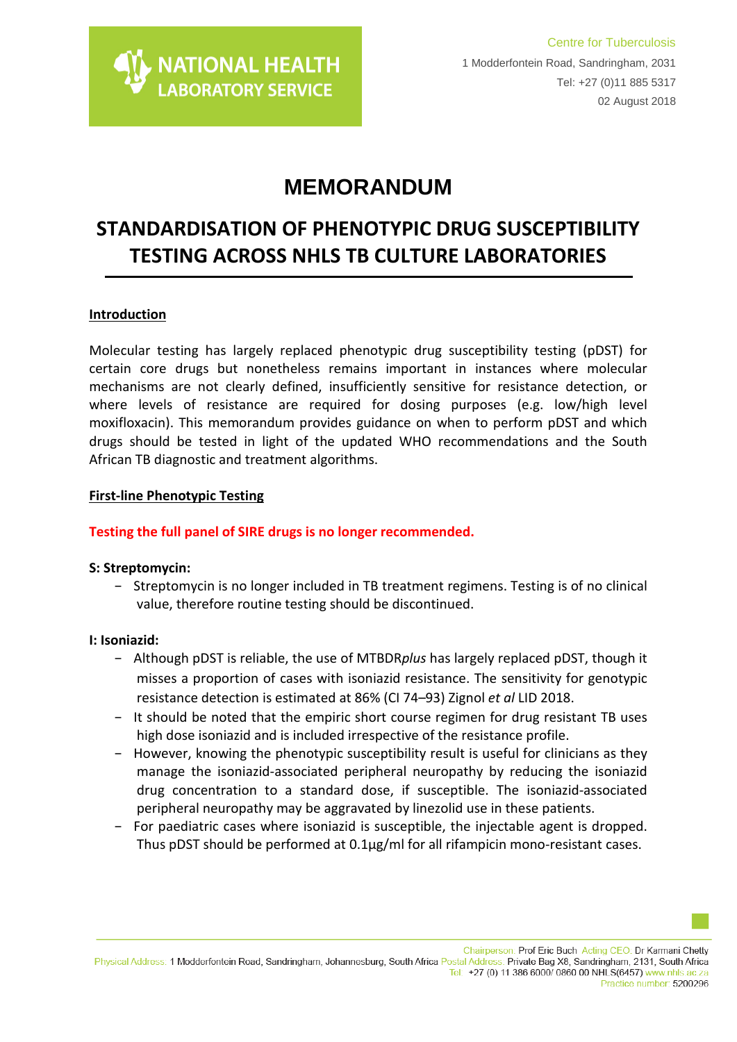Centre for Tuberculosis
1 Modderfontein Road, Sandringham, 2031
Tel: +27 (0)11 885 5317
02 August 2018

# MEMORANDUM

## STANDARDISATION OF PHENOTYPIC DRUG SUSCEPTIBILITY TESTING ACROSS NHLS TB CULTURE LABORATORIES

### Introduction

Molecular testing has largely replaced phenotypic drug susceptibility testing (pDST) for certain core drugs but nonetheless remains important in instances where molecular mechanisms are not clearly defined, insufficiently sensitive for resistance detection, or where levels of resistance are required for dosing purposes (e.g. low/high level moxifloxacin). This memorandum provides guidance on when to perform pDST and which drugs should be tested in light of the updated WHO recommendations and the South African TB diagnostic and treatment algorithms.

### First-line Phenotypic Testing

**Testing the full panel of SIRE drugs is no longer recommended.**

**S: Streptomycin:**

- Streptomycin is no longer included in TB treatment regimens. Testing is of no clinical value, therefore routine testing should be discontinued.

**I: Isoniazid:**

- Although pDST is reliable, the use of MTBDR*plus* has largely replaced pDST, though it misses a proportion of cases with isoniazid resistance. The sensitivity for genotypic resistance detection is estimated at 86% (CI 74–93) Zignol *et al* LID 2018.
- It should be noted that the empiric short course regimen for drug resistant TB uses high dose isoniazid and is included irrespective of the resistance profile.
- However, knowing the phenotypic susceptibility result is useful for clinicians as they manage the isoniazid-associated peripheral neuropathy by reducing the isoniazid drug concentration to a standard dose, if susceptible. The isoniazid-associated peripheral neuropathy may be aggravated by linezolid use in these patients.
- For paediatric cases where isoniazid is susceptible, the injectable agent is dropped. Thus pDST should be performed at 0.1µg/ml for all rifampicin mono-resistant cases.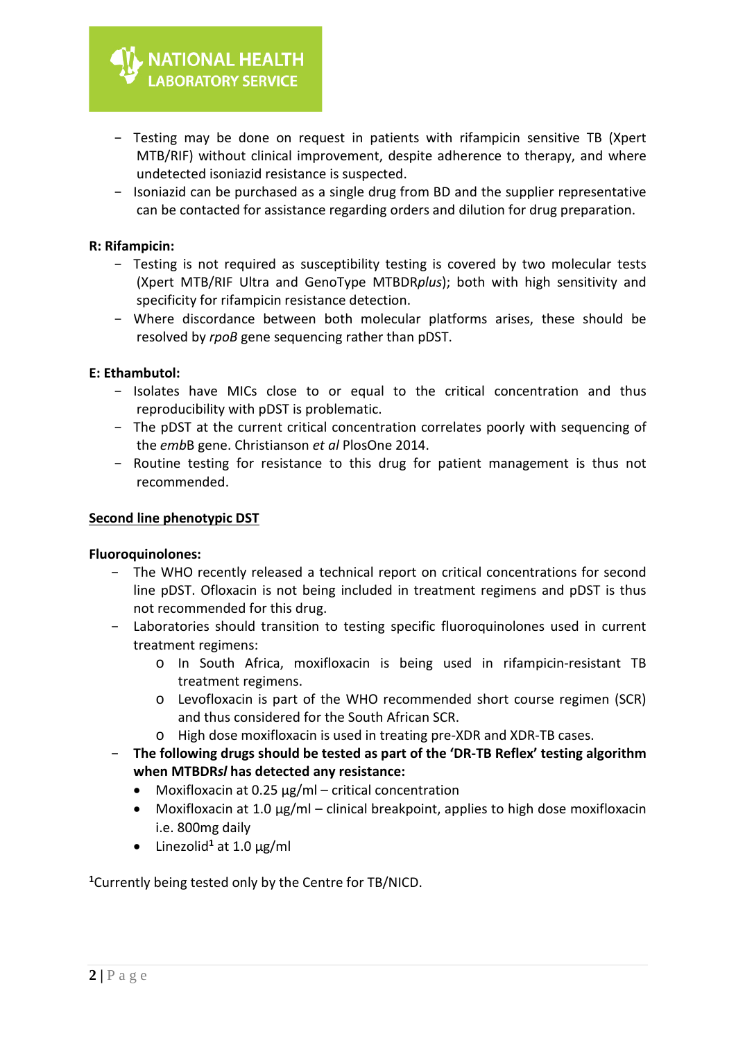- Testing may be done on request in patients with rifampicin sensitive TB (Xpert MTB/RIF) without clinical improvement, despite adherence to therapy, and where undetected isoniazid resistance is suspected.
- Isoniazid can be purchased as a single drug from BD and the supplier representative can be contacted for assistance regarding orders and dilution for drug preparation.

**R: Rifampicin:**

- Testing is not required as susceptibility testing is covered by two molecular tests (Xpert MTB/RIF Ultra and GenoType MTBDR*plus*); both with high sensitivity and specificity for rifampicin resistance detection.
- Where discordance between both molecular platforms arises, these should be resolved by *rpoB* gene sequencing rather than pDST.

**E: Ethambutol:**

- Isolates have MICs close to or equal to the critical concentration and thus reproducibility with pDST is problematic.
- The pDST at the current critical concentration correlates poorly with sequencing of the *emb*B gene. Christianson *et al* PlosOne 2014.
- Routine testing for resistance to this drug for patient management is thus not recommended.

**<u>Second line phenotypic DST</u>**

**Fluoroquinolones:**

- The WHO recently released a technical report on critical concentrations for second line pDST. Ofloxacin is not being included in treatment regimens and pDST is thus not recommended for this drug.
- Laboratories should transition to testing specific fluoroquinolones used in current treatment regimens:
  - In South Africa, moxifloxacin is being used in rifampicin-resistant TB treatment regimens.
  - Levofloxacin is part of the WHO recommended short course regimen (SCR) and thus considered for the South African SCR.
  - High dose moxifloxacin is used in treating pre-XDR and XDR-TB cases.
- **The following drugs should be tested as part of the 'DR-TB Reflex' testing algorithm when MTBDR*sl* has detected any resistance:**
  - Moxifloxacin at 0.25 µg/ml – critical concentration
  - Moxifloxacin at 1.0 µg/ml – clinical breakpoint, applies to high dose moxifloxacin i.e. 800mg daily
  - Linezolid[1] at 1.0 µg/ml

[1]Currently being tested only by the Centre for TB/NICD.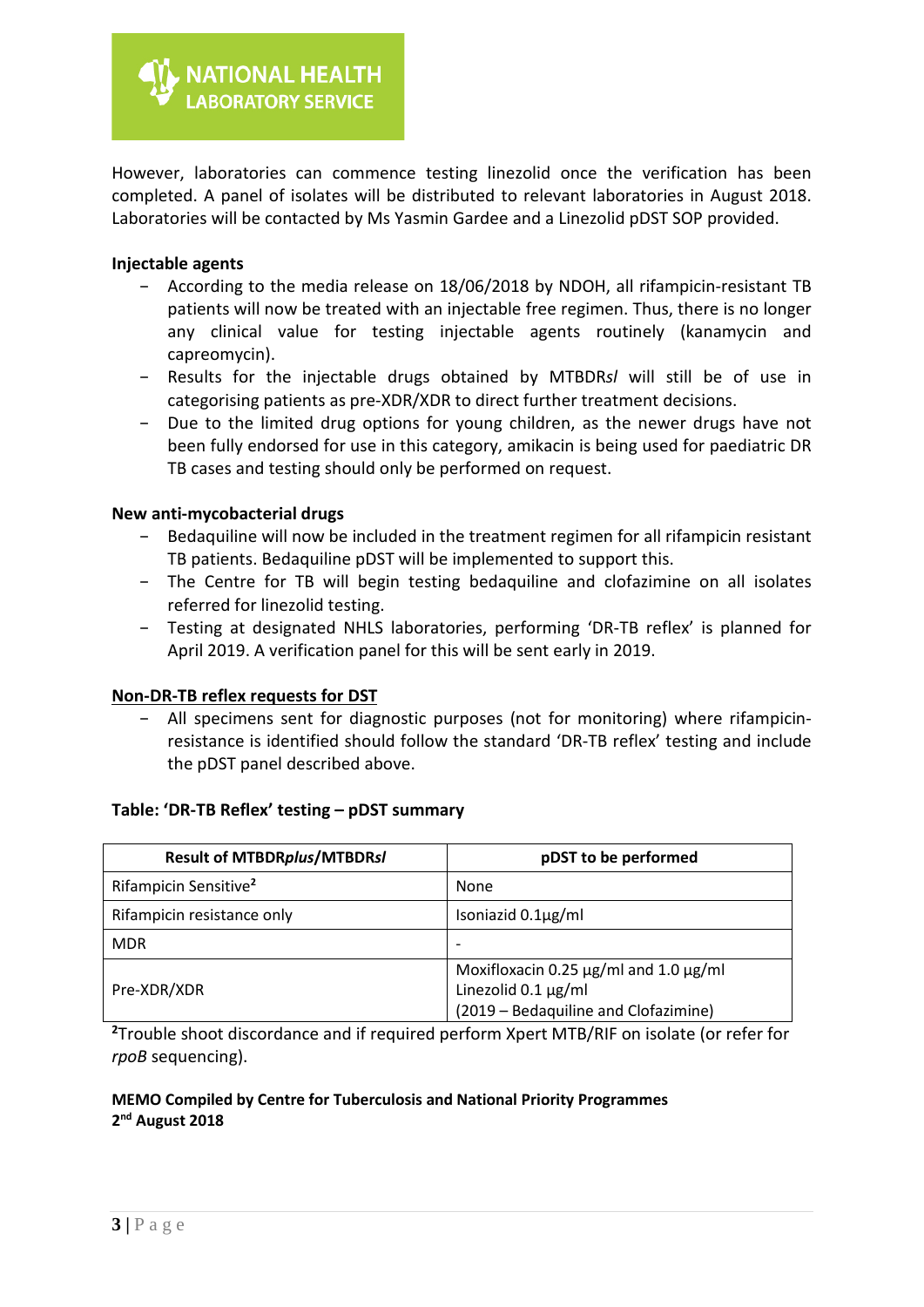However, laboratories can commence testing linezolid once the verification has been completed. A panel of isolates will be distributed to relevant laboratories in August 2018. Laboratories will be contacted by Ms Yasmin Gardee and a Linezolid pDST SOP provided.

**Injectable agents**

- According to the media release on 18/06/2018 by NDOH, all rifampicin-resistant TB patients will now be treated with an injectable free regimen. Thus, there is no longer any clinical value for testing injectable agents routinely (kanamycin and capreomycin).
- Results for the injectable drugs obtained by MTBDR*sl* will still be of use in categorising patients as pre-XDR/XDR to direct further treatment decisions.
- Due to the limited drug options for young children, as the newer drugs have not been fully endorsed for use in this category, amikacin is being used for paediatric DR TB cases and testing should only be performed on request.

**New anti-mycobacterial drugs**

- Bedaquiline will now be included in the treatment regimen for all rifampicin resistant TB patients. Bedaquiline pDST will be implemented to support this.
- The Centre for TB will begin testing bedaquiline and clofazimine on all isolates referred for linezolid testing.
- Testing at designated NHLS laboratories, performing 'DR-TB reflex' is planned for April 2019. A verification panel for this will be sent early in 2019.

**Non-DR-TB reflex requests for DST**

- All specimens sent for diagnostic purposes (not for monitoring) where rifampicin-resistance is identified should follow the standard 'DR-TB reflex' testing and include the pDST panel described above.

**Table: 'DR-TB Reflex' testing – pDST summary**

| Result of MTBDR*plus*/MTBDR*sl* | pDST to be performed |
|---|---|
| Rifampicin Sensitive[2] | None |
| Rifampicin resistance only | Isoniazid 0.1µg/ml |
| MDR | - |
| Pre-XDR/XDR | Moxifloxacin 0.25 µg/ml and 1.0 µg/ml<br>Linezolid 0.1 µg/ml<br>(2019 – Bedaquiline and Clofazimine) |

[2]Trouble shoot discordance and if required perform Xpert MTB/RIF on isolate (or refer for *rpoB* sequencing).

**MEMO Compiled by Centre for Tuberculosis and National Priority Programmes**
**2nd August 2018**